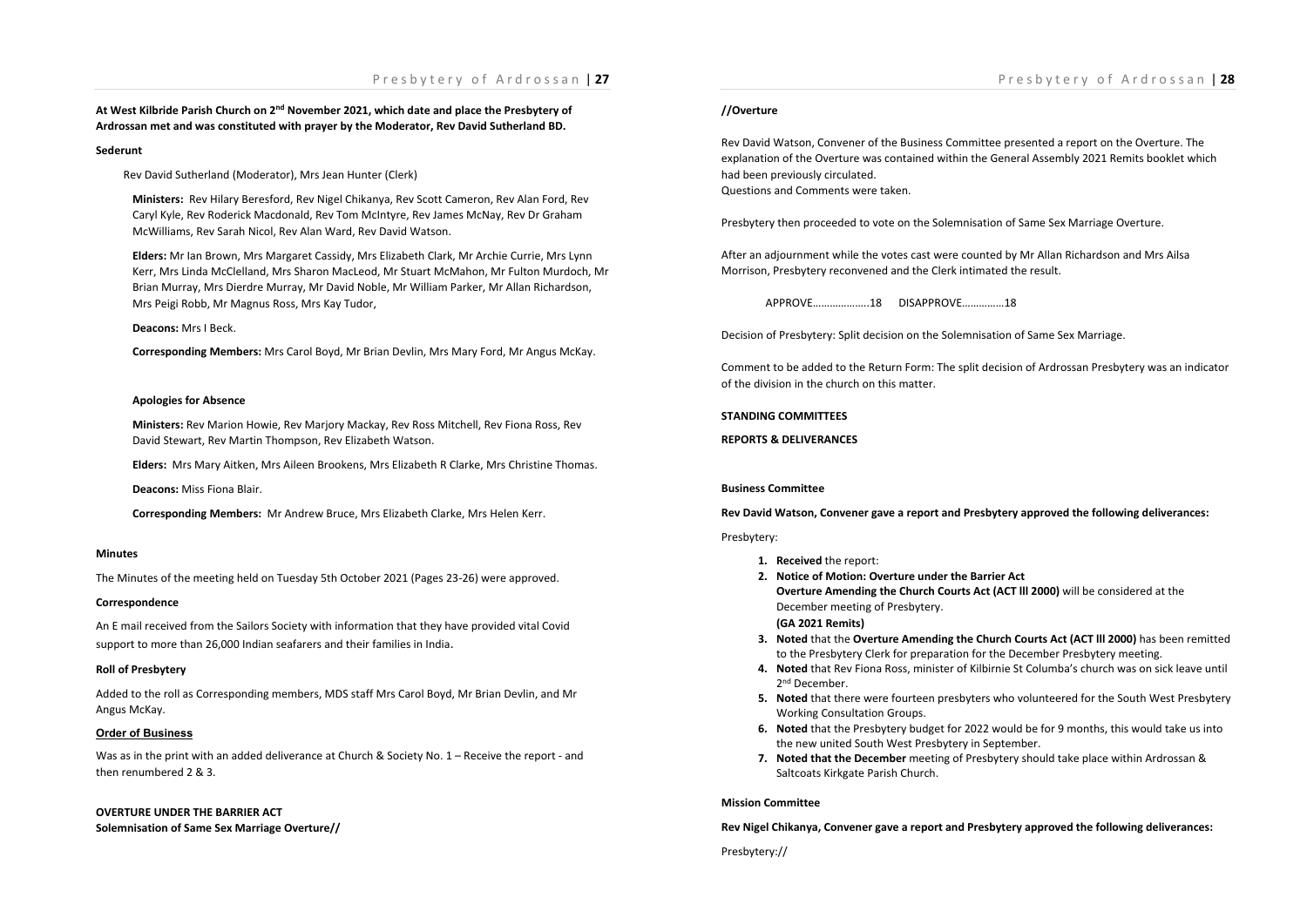**At West Kilbride Parish Church on 2nd November 2021, which date and place the Presbytery of Ardrossan met and was constituted with prayer by the Moderator, Rev David Sutherland BD.**

**Sederunt**

Rev David Sutherland (Moderator), Mrs Jean Hunter (Clerk)

**Ministers:** Rev Hilary Beresford, Rev Nigel Chikanya, Rev Scott Cameron, Rev Alan Ford, Rev Caryl Kyle, Rev Roderick Macdonald, Rev Tom McIntyre, Rev James McNay, Rev Dr Graham McWilliams, Rev Sarah Nicol, Rev Alan Ward, Rev David Watson.

**Elders:** Mr Ian Brown, Mrs Margaret Cassidy, Mrs Elizabeth Clark, Mr Archie Currie, Mrs Lynn Kerr, Mrs Linda McClelland, Mrs Sharon MacLeod, Mr Stuart McMahon, Mr Fulton Murdoch, Mr Brian Murray, Mrs Dierdre Murray, Mr David Noble, Mr William Parker, Mr Allan Richardson, Mrs Peigi Robb, Mr Magnus Ross, Mrs Kay Tudor,

**Deacons:** Mrs I Beck.

**Corresponding Members:** Mrs Carol Boyd, Mr Brian Devlin, Mrs Mary Ford, Mr Angus McKay.

**Apologies for Absence**

**Ministers:** Rev Marion Howie, Rev Marjory Mackay, Rev Ross Mitchell, Rev Fiona Ross, Rev David Stewart, Rev Martin Thompson, Rev Elizabeth Watson.

**Elders:** Mrs Mary Aitken, Mrs Aileen Brookens, Mrs Elizabeth R Clarke, Mrs Christine Thomas.

**Deacons:** Miss Fiona Blair.

**Corresponding Members:** Mr Andrew Bruce, Mrs Elizabeth Clarke, Mrs Helen Kerr.

**Minutes**

The Minutes of the meeting held on Tuesday 5th October 2021 (Pages 23-26) were approved.

**Correspondence**

An E mail received from the Sailors Society with information that they have provided vital Covid support to more than 26,000 Indian seafarers and their families in India.

**Roll of Presbytery**

Added to the roll as Corresponding members, MDS staff Mrs Carol Boyd, Mr Brian Devlin, and Mr Angus McKay.

**Order of Business**

Was as in the print with an added deliverance at Church & Society No. 1 – Receive the report - and then renumbered 2 & 3.

**OVERTURE UNDER THE BARRIER ACT**
**Solemnisation of Same Sex Marriage Overture//**

**//Overture**

Rev David Watson, Convener of the Business Committee presented a report on the Overture. The explanation of the Overture was contained within the General Assembly 2021 Remits booklet which had been previously circulated.
Questions and Comments were taken.

Presbytery then proceeded to vote on the Solemnisation of Same Sex Marriage Overture.

After an adjournment while the votes cast were counted by Mr Allan Richardson and Mrs Ailsa Morrison, Presbytery reconvened and the Clerk intimated the result.

APPROVE……………….18 DISAPPROVE……………18

Decision of Presbytery: Split decision on the Solemnisation of Same Sex Marriage.

Comment to be added to the Return Form: The split decision of Ardrossan Presbytery was an indicator of the division in the church on this matter.

**STANDING COMMITTEES**

**REPORTS & DELIVERANCES**

**Business Committee**

**Rev David Watson, Convener gave a report and Presbytery approved the following deliverances:**

Presbytery:

1. **Received** the report:
2. **Notice of Motion: Overture under the Barrier Act**
   **Overture Amending the Church Courts Act (ACT lll 2000)** will be considered at the December meeting of Presbytery.
   **(GA 2021 Remits)**
3. **Noted** that the **Overture Amending the Church Courts Act (ACT lll 2000)** has been remitted to the Presbytery Clerk for preparation for the December Presbytery meeting.
4. **Noted** that Rev Fiona Ross, minister of Kilbirnie St Columba's church was on sick leave until 2nd December.
5. **Noted** that there were fourteen presbyters who volunteered for the South West Presbytery Working Consultation Groups.
6. **Noted** that the Presbytery budget for 2022 would be for 9 months, this would take us into the new united South West Presbytery in September.
7. **Noted that the December** meeting of Presbytery should take place within Ardrossan & Saltcoats Kirkgate Parish Church.

**Mission Committee**

**Rev Nigel Chikanya, Convener gave a report and Presbytery approved the following deliverances:**

Presbytery://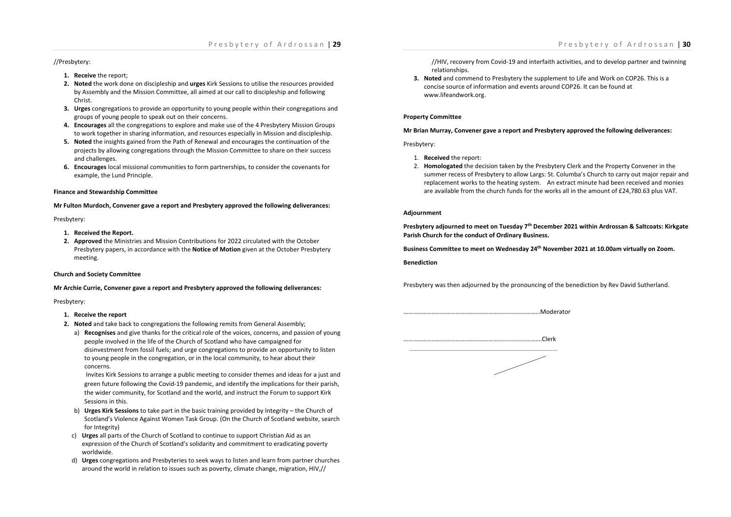//Presbytery:

1. **Receive** the report;
2. **Noted** the work done on discipleship and **urges** Kirk Sessions to utilise the resources provided by Assembly and the Mission Committee, all aimed at our call to discipleship and following Christ.
3. **Urges** congregations to provide an opportunity to young people within their congregations and groups of young people to speak out on their concerns.
4. **Encourages** all the congregations to explore and make use of the 4 Presbytery Mission Groups to work together in sharing information, and resources especially in Mission and discipleship.
5. **Noted** the insights gained from the Path of Renewal and encourages the continuation of the projects by allowing congregations through the Mission Committee to share on their success and challenges.
6. **Encourages** local missional communities to form partnerships, to consider the covenants for example, the Lund Principle.

**Finance and Stewardship Committee**

**Mr Fulton Murdoch, Convener gave a report and Presbytery approved the following deliverances:**

Presbytery:

1. **Received the Report.**
2. **Approved** the Ministries and Mission Contributions for 2022 circulated with the October Presbytery papers, in accordance with the **Notice of Motion** given at the October Presbytery meeting.

**Church and Society Committee**

**Mr Archie Currie, Convener gave a report and Presbytery approved the following deliverances:**

Presbytery:

1. **Receive the report**
2. **Noted** and take back to congregations the following remits from General Assembly;
   a) **Recognises** and give thanks for the critical role of the voices, concerns, and passion of young people involved in the life of the Church of Scotland who have campaigned for disinvestment from fossil fuels; and urge congregations to provide an opportunity to listen to young people in the congregation, or in the local community, to hear about their concerns.
   Invites Kirk Sessions to arrange a public meeting to consider themes and ideas for a just and green future following the Covid-19 pandemic, and identify the implications for their parish, the wider community, for Scotland and the world, and instruct the Forum to support Kirk Sessions in this.
   b) **Urges Kirk Sessions** to take part in the basic training provided by Integrity – the Church of Scotland's Violence Against Women Task Group. (On the Church of Scotland website, search for Integrity)
   c) **Urges** all parts of the Church of Scotland to continue to support Christian Aid as an expression of the Church of Scotland's solidarity and commitment to eradicating poverty worldwide.
   d) **Urges** congregations and Presbyteries to seek ways to listen and learn from partner churches around the world in relation to issues such as poverty, climate change, migration, HIV,// //HIV, recovery from Covid-19 and interfaith activities, and to develop partner and twinning relationships.
3. **Noted** and commend to Presbytery the supplement to Life and Work on COP26. This is a concise source of information and events around COP26. It can be found at www.lifeandwork.org.

**Property Committee**

**Mr Brian Murray, Convener gave a report and Presbytery approved the following deliverances:**

Presbytery:

1. **Received** the report:
2. **Homologated** the decision taken by the Presbytery Clerk and the Property Convener in the summer recess of Presbytery to allow Largs: St. Columba's Church to carry out major repair and replacement works to the heating system. An extract minute had been received and monies are available from the church funds for the works all in the amount of £24,780.63 plus VAT.

**Adjournment**

**Presbytery adjourned to meet on Tuesday 7th December 2021 within Ardrossan & Saltcoats: Kirkgate Parish Church for the conduct of Ordinary Business.**

**Business Committee to meet on Wednesday 24th November 2021 at 10.00am virtually on Zoom.**

**Benediction**

Presbytery was then adjourned by the pronouncing of the benediction by Rev David Sutherland.

……………………………………………………………………………Moderator

……………………………………………………………………………Clerk